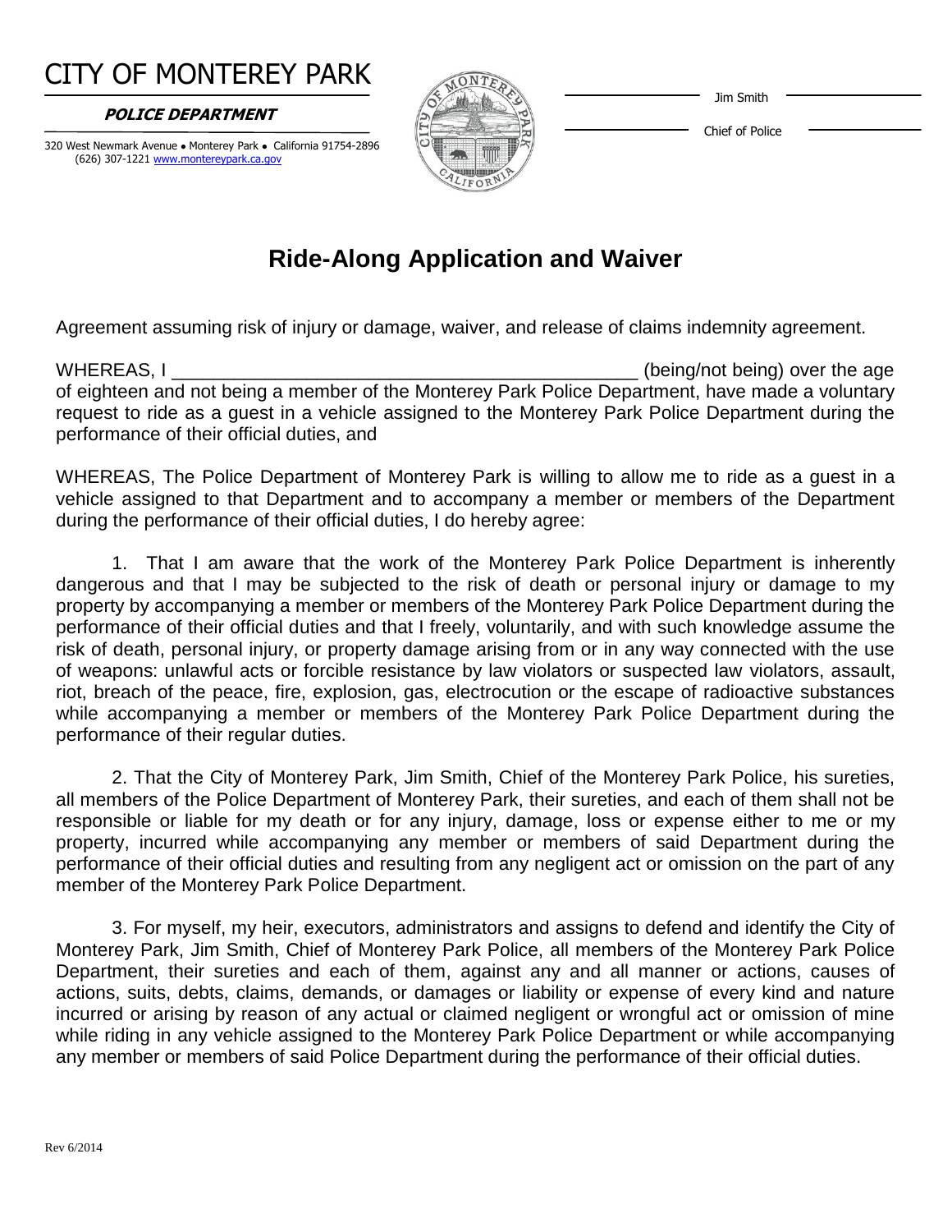# CITY OF MONTEREY PARK

**POLICE DEPARTMENT**

320 West Newmark Avenue • Monterey Park • California 91754-2896
(626) 307-1221 www.montereypark.ca.gov

Jim Smith
Chief of Police

## Ride-Along Application and Waiver

Agreement assuming risk of injury or damage, waiver, and release of claims indemnity agreement.

WHEREAS, I _____________________________________________ (being/not being) over the age of eighteen and not being a member of the Monterey Park Police Department, have made a voluntary request to ride as a guest in a vehicle assigned to the Monterey Park Police Department during the performance of their official duties, and

WHEREAS, The Police Department of Monterey Park is willing to allow me to ride as a guest in a vehicle assigned to that Department and to accompany a member or members of the Department during the performance of their official duties, I do hereby agree:

1. That I am aware that the work of the Monterey Park Police Department is inherently dangerous and that I may be subjected to the risk of death or personal injury or damage to my property by accompanying a member or members of the Monterey Park Police Department during the performance of their official duties and that I freely, voluntarily, and with such knowledge assume the risk of death, personal injury, or property damage arising from or in any way connected with the use of weapons: unlawful acts or forcible resistance by law violators or suspected law violators, assault, riot, breach of the peace, fire, explosion, gas, electrocution or the escape of radioactive substances while accompanying a member or members of the Monterey Park Police Department during the performance of their regular duties.

2. That the City of Monterey Park, Jim Smith, Chief of the Monterey Park Police, his sureties, all members of the Police Department of Monterey Park, their sureties, and each of them shall not be responsible or liable for my death or for any injury, damage, loss or expense either to me or my property, incurred while accompanying any member or members of said Department during the performance of their official duties and resulting from any negligent act or omission on the part of any member of the Monterey Park Police Department.

3. For myself, my heir, executors, administrators and assigns to defend and identify the City of Monterey Park, Jim Smith, Chief of Monterey Park Police, all members of the Monterey Park Police Department, their sureties and each of them, against any and all manner or actions, causes of actions, suits, debts, claims, demands, or damages or liability or expense of every kind and nature incurred or arising by reason of any actual or claimed negligent or wrongful act or omission of mine while riding in any vehicle assigned to the Monterey Park Police Department or while accompanying any member or members of said Police Department during the performance of their official duties.

Rev 6/2014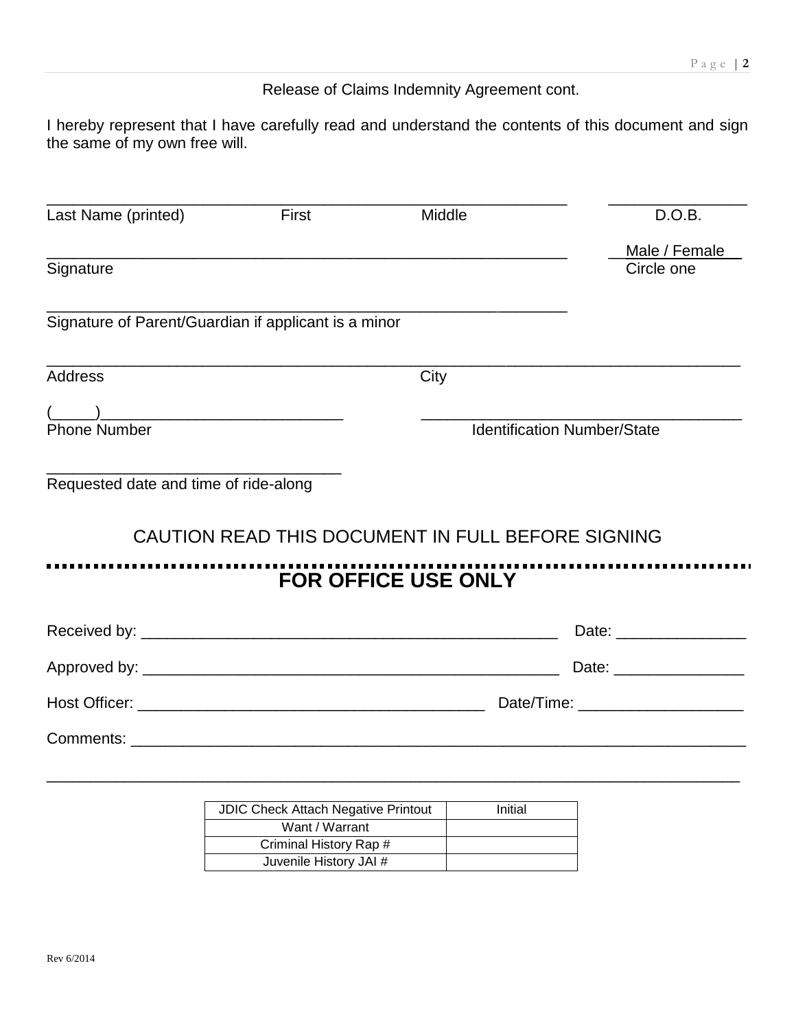Release of Claims Indemnity Agreement cont.

I hereby represent that I have carefully read and understand the contents of this document and sign the same of my own free will.

\_\_\_\_\_\_\_\_\_\_\_\_\_\_\_\_\_\_\_\_\_\_\_\_\_\_\_\_\_\_\_\_\_\_\_\_\_\_\_\_\_\_\_\_\_\_\_\_\_\_\_\_\_\_\_\_\_\_\_\_\_\_ \_\_\_\_\_\_\_\_\_\_\_\_\_\_\_\_\_\_

Last Name (printed) First Middle D.O.B.

\_\_\_\_\_\_\_\_\_\_\_\_\_\_\_\_\_\_\_\_\_\_\_\_\_\_\_\_\_\_\_\_\_\_\_\_\_\_\_\_\_\_\_\_\_\_\_\_\_\_\_\_\_\_\_\_\_\_\_\_\_\_ Male / Female

Signature Circle one

\_\_\_\_\_\_\_\_\_\_\_\_\_\_\_\_\_\_\_\_\_\_\_\_\_\_\_\_\_\_\_\_\_\_\_\_\_\_\_\_\_\_\_\_\_\_\_\_\_\_\_\_\_\_\_\_\_\_\_\_\_\_

Signature of Parent/Guardian if applicant is a minor

\_\_\_\_\_\_\_\_\_\_\_\_\_\_\_\_\_\_\_\_\_\_\_\_\_\_\_\_\_\_\_\_\_\_\_\_\_\_\_\_\_\_\_\_\_\_\_\_\_\_\_\_\_\_\_\_\_\_\_\_\_\_\_\_\_\_\_\_\_\_\_\_\_\_\_\_\_\_\_\_\_\_\_\_

Address City

(\_\_\_\_\_)\_\_\_\_\_\_\_\_\_\_\_\_\_\_\_\_\_\_\_\_\_\_\_\_\_\_\_\_\_\_ \_\_\_\_\_\_\_\_\_\_\_\_\_\_\_\_\_\_\_\_\_\_\_\_\_\_\_\_\_\_\_\_\_\_\_\_\_\_\_\_

Phone Number Identification Number/State

\_\_\_\_\_\_\_\_\_\_\_\_\_\_\_\_\_\_\_\_\_\_\_\_\_\_\_\_\_\_\_\_\_\_\_\_\_

Requested date and time of ride-along

CAUTION READ THIS DOCUMENT IN FULL BEFORE SIGNING

## FOR OFFICE USE ONLY

Received by: \_\_\_\_\_\_\_\_\_\_\_\_\_\_\_\_\_\_\_\_\_\_\_\_\_\_\_\_\_\_\_\_\_\_\_\_\_\_\_\_\_\_\_\_\_\_\_\_\_\_ Date: \_\_\_\_\_\_\_\_\_\_\_\_\_\_\_\_

Approved by: \_\_\_\_\_\_\_\_\_\_\_\_\_\_\_\_\_\_\_\_\_\_\_\_\_\_\_\_\_\_\_\_\_\_\_\_\_\_\_\_\_\_\_\_\_\_\_\_\_\_ Date: \_\_\_\_\_\_\_\_\_\_\_\_\_\_\_\_

Host Officer: \_\_\_\_\_\_\_\_\_\_\_\_\_\_\_\_\_\_\_\_\_\_\_\_\_\_\_\_\_\_\_\_\_\_\_\_\_\_\_\_\_\_ Date/Time: \_\_\_\_\_\_\_\_\_\_\_\_\_\_\_\_\_\_\_\_

Comments: \_\_\_\_\_\_\_\_\_\_\_\_\_\_\_\_\_\_\_\_\_\_\_\_\_\_\_\_\_\_\_\_\_\_\_\_\_\_\_\_\_\_\_\_\_\_\_\_\_\_\_\_\_\_\_\_\_\_\_\_\_\_\_\_\_\_\_\_\_\_\_\_\_\_\_

\_\_\_\_\_\_\_\_\_\_\_\_\_\_\_\_\_\_\_\_\_\_\_\_\_\_\_\_\_\_\_\_\_\_\_\_\_\_\_\_\_\_\_\_\_\_\_\_\_\_\_\_\_\_\_\_\_\_\_\_\_\_\_\_\_\_\_\_\_\_\_\_\_\_\_\_\_\_\_\_\_\_\_\_

| JDIC Check Attach Negative Printout | Initial |
| --- | --- |
| Want / Warrant | |
| Criminal History Rap # | |
| Juvenile History JAI # | |

Rev 6/2014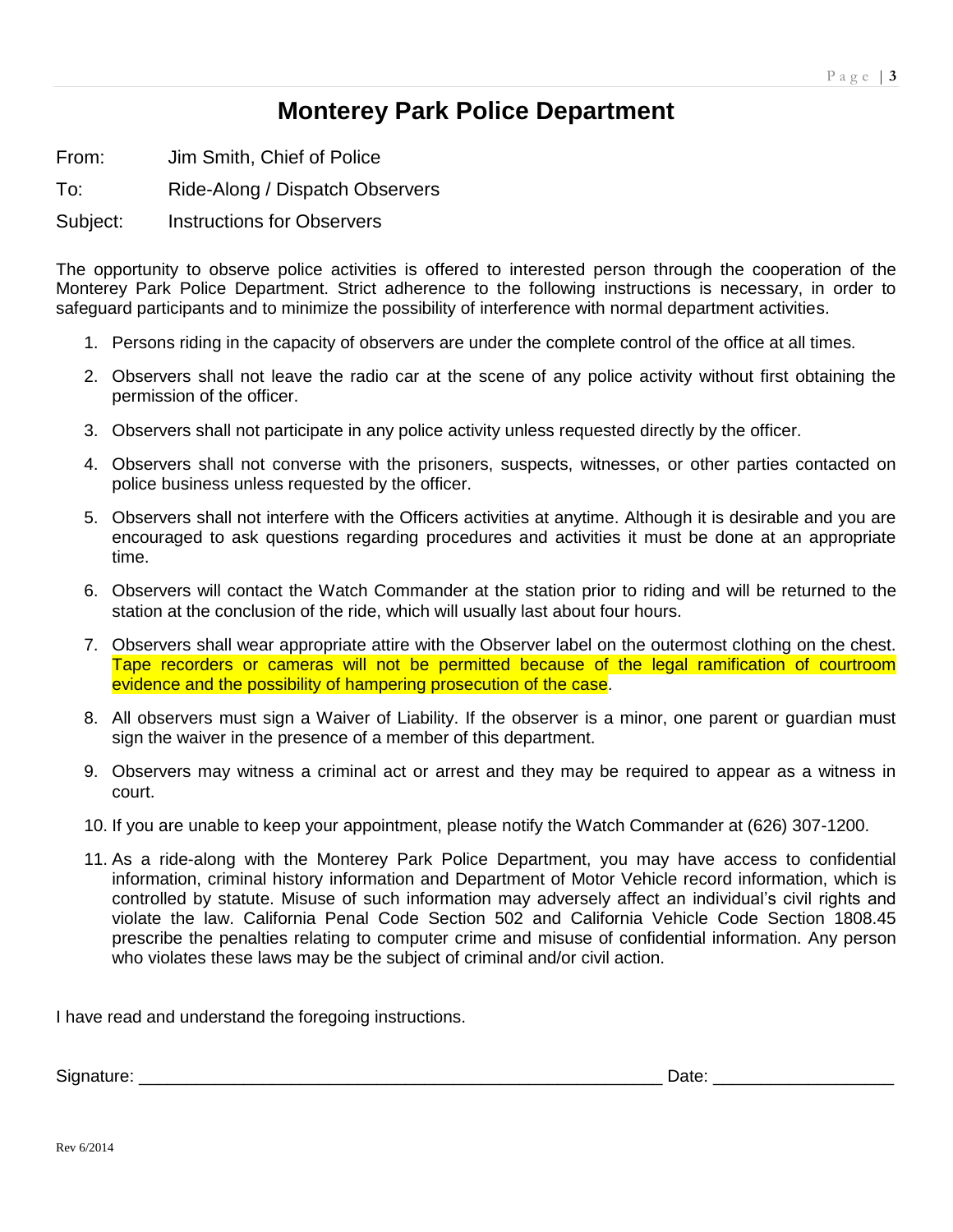# Monterey Park Police Department

From: Jim Smith, Chief of Police

To: Ride-Along / Dispatch Observers

Subject: Instructions for Observers

The opportunity to observe police activities is offered to interested person through the cooperation of the Monterey Park Police Department. Strict adherence to the following instructions is necessary, in order to safeguard participants and to minimize the possibility of interference with normal department activities.

1. Persons riding in the capacity of observers are under the complete control of the office at all times.
2. Observers shall not leave the radio car at the scene of any police activity without first obtaining the permission of the officer.
3. Observers shall not participate in any police activity unless requested directly by the officer.
4. Observers shall not converse with the prisoners, suspects, witnesses, or other parties contacted on police business unless requested by the officer.
5. Observers shall not interfere with the Officers activities at anytime. Although it is desirable and you are encouraged to ask questions regarding procedures and activities it must be done at an appropriate time.
6. Observers will contact the Watch Commander at the station prior to riding and will be returned to the station at the conclusion of the ride, which will usually last about four hours.
7. Observers shall wear appropriate attire with the Observer label on the outermost clothing on the chest. Tape recorders or cameras will not be permitted because of the legal ramification of courtroom evidence and the possibility of hampering prosecution of the case.
8. All observers must sign a Waiver of Liability. If the observer is a minor, one parent or guardian must sign the waiver in the presence of a member of this department.
9. Observers may witness a criminal act or arrest and they may be required to appear as a witness in court.
10. If you are unable to keep your appointment, please notify the Watch Commander at (626) 307-1200.
11. As a ride-along with the Monterey Park Police Department, you may have access to confidential information, criminal history information and Department of Motor Vehicle record information, which is controlled by statute. Misuse of such information may adversely affect an individual's civil rights and violate the law. California Penal Code Section 502 and California Vehicle Code Section 1808.45 prescribe the penalties relating to computer crime and misuse of confidential information. Any person who violates these laws may be the subject of criminal and/or civil action.

I have read and understand the foregoing instructions.

Signature: _______________________________________________ Date: ________________

Rev 6/2014